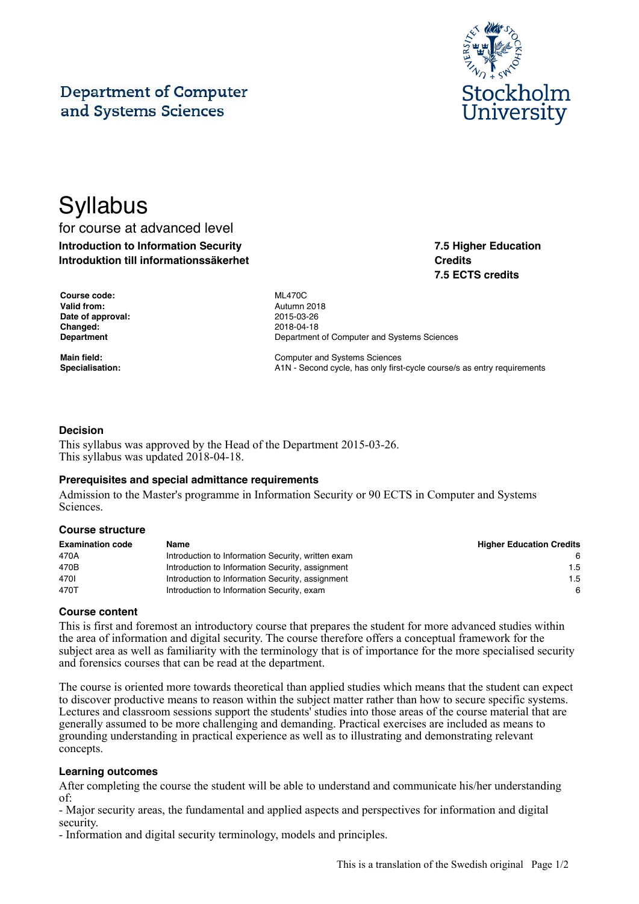Department of Computer and Systems Sciences

Stockholm University

# Syllabus

for course at advanced level

**Introduction to Information Security**
**Introduktion till informationssäkerhet**

**7.5 Higher Education Credits**
**7.5 ECTS credits**

| | |
|---|---|
| **Course code:** | ML470C |
| **Valid from:** | Autumn 2018 |
| **Date of approval:** | 2015-03-26 |
| **Changed:** | 2018-04-18 |
| **Department** | Department of Computer and Systems Sciences |
| **Main field:** | Computer and Systems Sciences |
| **Specialisation:** | A1N - Second cycle, has only first-cycle course/s as entry requirements |

### Decision

This syllabus was approved by the Head of the Department 2015-03-26.
This syllabus was updated 2018-04-18.

### Prerequisites and special admittance requirements

Admission to the Master's programme in Information Security or 90 ECTS in Computer and Systems Sciences.

### Course structure

| Examination code | Name | Higher Education Credits |
|---|---|---|
| 470A | Introduction to Information Security, written exam | 6 |
| 470B | Introduction to Information Security, assignment | 1.5 |
| 470I | Introduction to Information Security, assignment | 1.5 |
| 470T | Introduction to Information Security, exam | 6 |

### Course content

This is first and foremost an introductory course that prepares the student for more advanced studies within the area of information and digital security. The course therefore offers a conceptual framework for the subject area as well as familiarity with the terminology that is of importance for the more specialised security and forensics courses that can be read at the department.

The course is oriented more towards theoretical than applied studies which means that the student can expect to discover productive means to reason within the subject matter rather than how to secure specific systems. Lectures and classroom sessions support the students' studies into those areas of the course material that are generally assumed to be more challenging and demanding. Practical exercises are included as means to grounding understanding in practical experience as well as to illustrating and demonstrating relevant concepts.

### Learning outcomes

After completing the course the student will be able to understand and communicate his/her understanding of:

- Major security areas, the fundamental and applied aspects and perspectives for information and digital security.
- Information and digital security terminology, models and principles.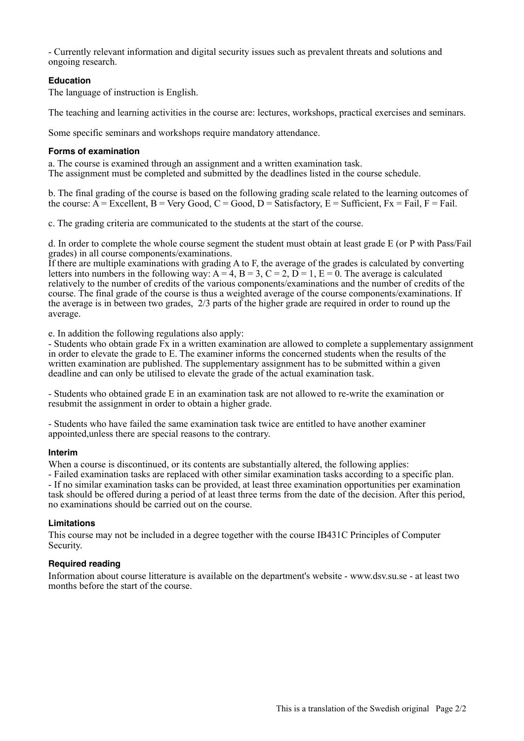- Currently relevant information and digital security issues such as prevalent threats and solutions and ongoing research.

### Education

The language of instruction is English.

The teaching and learning activities in the course are: lectures, workshops, practical exercises and seminars.

Some specific seminars and workshops require mandatory attendance.

### Forms of examination

a. The course is examined through an assignment and a written examination task.
The assignment must be completed and submitted by the deadlines listed in the course schedule.

b. The final grading of the course is based on the following grading scale related to the learning outcomes of the course: A = Excellent, B = Very Good, C = Good, D = Satisfactory, E = Sufficient, Fx = Fail, F = Fail.

c. The grading criteria are communicated to the students at the start of the course.

d. In order to complete the whole course segment the student must obtain at least grade E (or P with Pass/Fail grades) in all course components/examinations.
If there are multiple examinations with grading A to F, the average of the grades is calculated by converting letters into numbers in the following way: A = 4, B = 3, C = 2, D = 1, E = 0. The average is calculated relatively to the number of credits of the various components/examinations and the number of credits of the course. The final grade of the course is thus a weighted average of the course components/examinations. If the average is in between two grades, 2/3 parts of the higher grade are required in order to round up the average.

e. In addition the following regulations also apply:
- Students who obtain grade Fx in a written examination are allowed to complete a supplementary assignment in order to elevate the grade to E. The examiner informs the concerned students when the results of the written examination are published. The supplementary assignment has to be submitted within a given deadline and can only be utilised to elevate the grade of the actual examination task.

- Students who obtained grade E in an examination task are not allowed to re-write the examination or resubmit the assignment in order to obtain a higher grade.

- Students who have failed the same examination task twice are entitled to have another examiner appointed,unless there are special reasons to the contrary.

### Interim

When a course is discontinued, or its contents are substantially altered, the following applies:
- Failed examination tasks are replaced with other similar examination tasks according to a specific plan.
- If no similar examination tasks can be provided, at least three examination opportunities per examination task should be offered during a period of at least three terms from the date of the decision. After this period, no examinations should be carried out on the course.

### Limitations

This course may not be included in a degree together with the course IB431C Principles of Computer Security.

### Required reading

Information about course litterature is available on the department's website - www.dsv.su.se - at least two months before the start of the course.